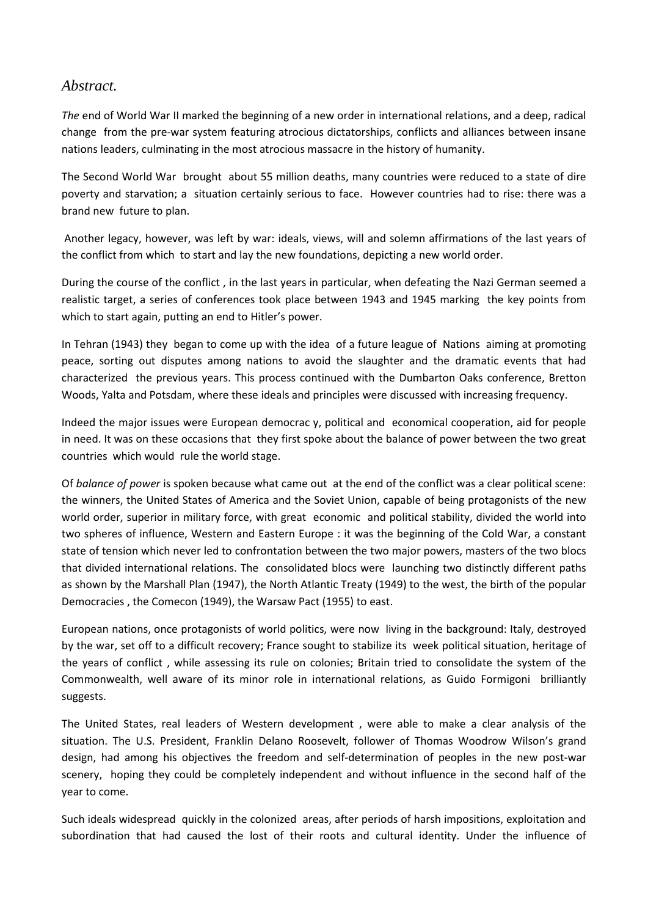# *Abstract.*

*The* end of World War II marked the beginning of a new order in international relations, and a deep, radical change from the pre-war system featuring atrocious dictatorships, conflicts and alliances between insane nations leaders, culminating in the most atrocious massacre in the history of humanity.

The Second World War brought about 55 million deaths, many countries were reduced to a state of dire poverty and starvation; a situation certainly serious to face. However countries had to rise: there was a brand new future to plan.

Another legacy, however, was left by war: ideals, views, will and solemn affirmations of the last years of the conflict from which to start and lay the new foundations, depicting a new world order.

During the course of the conflict , in the last years in particular, when defeating the Nazi German seemed a realistic target, a series of conferences took place between 1943 and 1945 marking the key points from which to start again, putting an end to Hitler's power.

In Tehran (1943) they began to come up with the idea of a future league of Nations aiming at promoting peace, sorting out disputes among nations to avoid the slaughter and the dramatic events that had characterized the previous years. This process continued with the Dumbarton Oaks conference, Bretton Woods, Yalta and Potsdam, where these ideals and principles were discussed with increasing frequency.

Indeed the major issues were European democrac y, political and economical cooperation, aid for people in need. It was on these occasions that they first spoke about the balance of power between the two great countries which would rule the world stage.

Of *balance of power* is spoken because what came out at the end of the conflict was a clear political scene: the winners, the United States of America and the Soviet Union, capable of being protagonists of the new world order, superior in military force, with great economic and political stability, divided the world into two spheres of influence, Western and Eastern Europe : it was the beginning of the Cold War, a constant state of tension which never led to confrontation between the two major powers, masters of the two blocs that divided international relations. The consolidated blocs were launching two distinctly different paths as shown by the Marshall Plan (1947), the North Atlantic Treaty (1949) to the west, the birth of the popular Democracies , the Comecon (1949), the Warsaw Pact (1955) to east.

European nations, once protagonists of world politics, were now living in the background: Italy, destroyed by the war, set off to a difficult recovery; France sought to stabilize its week political situation, heritage of the years of conflict , while assessing its rule on colonies; Britain tried to consolidate the system of the Commonwealth, well aware of its minor role in international relations, as Guido Formigoni brilliantly suggests.

The United States, real leaders of Western development , were able to make a clear analysis of the situation. The U.S. President, Franklin Delano Roosevelt, follower of Thomas Woodrow Wilson's grand design, had among his objectives the freedom and self-determination of peoples in the new post-war scenery, hoping they could be completely independent and without influence in the second half of the year to come.

Such ideals widespread quickly in the colonized areas, after periods of harsh impositions, exploitation and subordination that had caused the lost of their roots and cultural identity. Under the influence of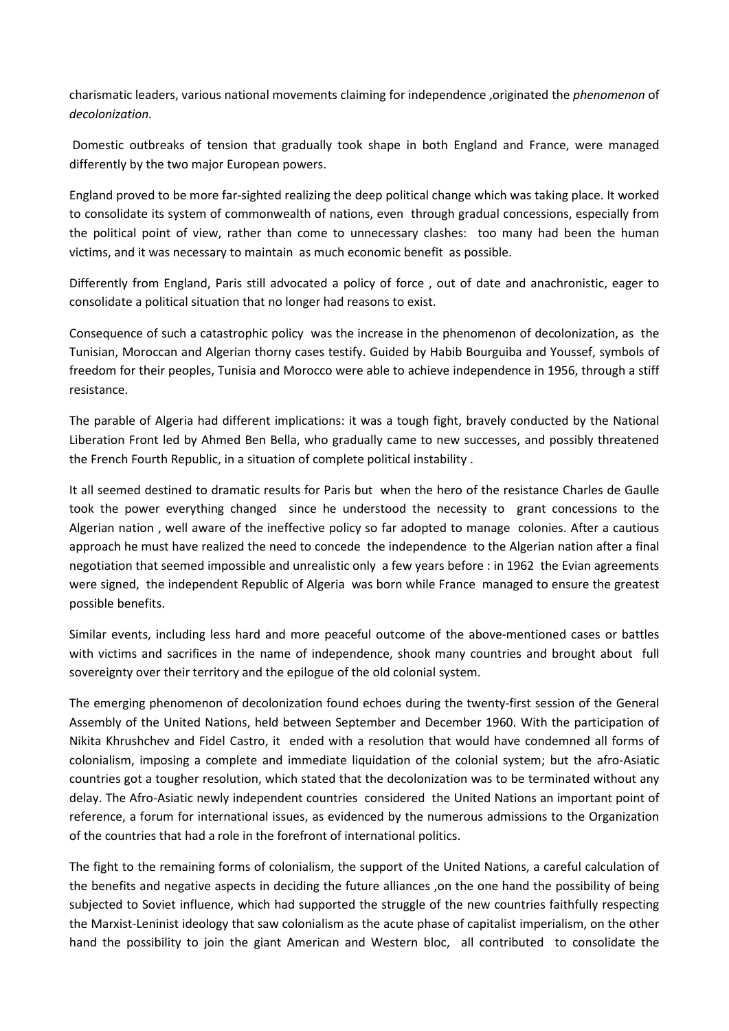charismatic leaders, various national movements claiming for independence ,originated the *phenomenon* of *decolonization*.

Domestic outbreaks of tension that gradually took shape in both England and France, were managed differently by the two major European powers.

England proved to be more far-sighted realizing the deep political change which was taking place. It worked to consolidate its system of commonwealth of nations, even through gradual concessions, especially from the political point of view, rather than come to unnecessary clashes: too many had been the human victims, and it was necessary to maintain as much economic benefit as possible.

Differently from England, Paris still advocated a policy of force , out of date and anachronistic, eager to consolidate a political situation that no longer had reasons to exist.

Consequence of such a catastrophic policy was the increase in the phenomenon of decolonization, as the Tunisian, Moroccan and Algerian thorny cases testify. Guided by Habib Bourguiba and Youssef, symbols of freedom for their peoples, Tunisia and Morocco were able to achieve independence in 1956, through a stiff resistance.

The parable of Algeria had different implications: it was a tough fight, bravely conducted by the National Liberation Front led by Ahmed Ben Bella, who gradually came to new successes, and possibly threatened the French Fourth Republic, in a situation of complete political instability .

It all seemed destined to dramatic results for Paris but when the hero of the resistance Charles de Gaulle took the power everything changed since he understood the necessity to grant concessions to the Algerian nation , well aware of the ineffective policy so far adopted to manage colonies. After a cautious approach he must have realized the need to concede the independence to the Algerian nation after a final negotiation that seemed impossible and unrealistic only a few years before : in 1962 the Evian agreements were signed, the independent Republic of Algeria was born while France managed to ensure the greatest possible benefits.

Similar events, including less hard and more peaceful outcome of the above-mentioned cases or battles with victims and sacrifices in the name of independence, shook many countries and brought about full sovereignty over their territory and the epilogue of the old colonial system.

The emerging phenomenon of decolonization found echoes during the twenty-first session of the General Assembly of the United Nations, held between September and December 1960. With the participation of Nikita Khrushchev and Fidel Castro, it ended with a resolution that would have condemned all forms of colonialism, imposing a complete and immediate liquidation of the colonial system; but the afro-Asiatic countries got a tougher resolution, which stated that the decolonization was to be terminated without any delay. The Afro-Asiatic newly independent countries considered the United Nations an important point of reference, a forum for international issues, as evidenced by the numerous admissions to the Organization of the countries that had a role in the forefront of international politics.

The fight to the remaining forms of colonialism, the support of the United Nations, a careful calculation of the benefits and negative aspects in deciding the future alliances ,on the one hand the possibility of being subjected to Soviet influence, which had supported the struggle of the new countries faithfully respecting the Marxist-Leninist ideology that saw colonialism as the acute phase of capitalist imperialism, on the other hand the possibility to join the giant American and Western bloc, all contributed to consolidate the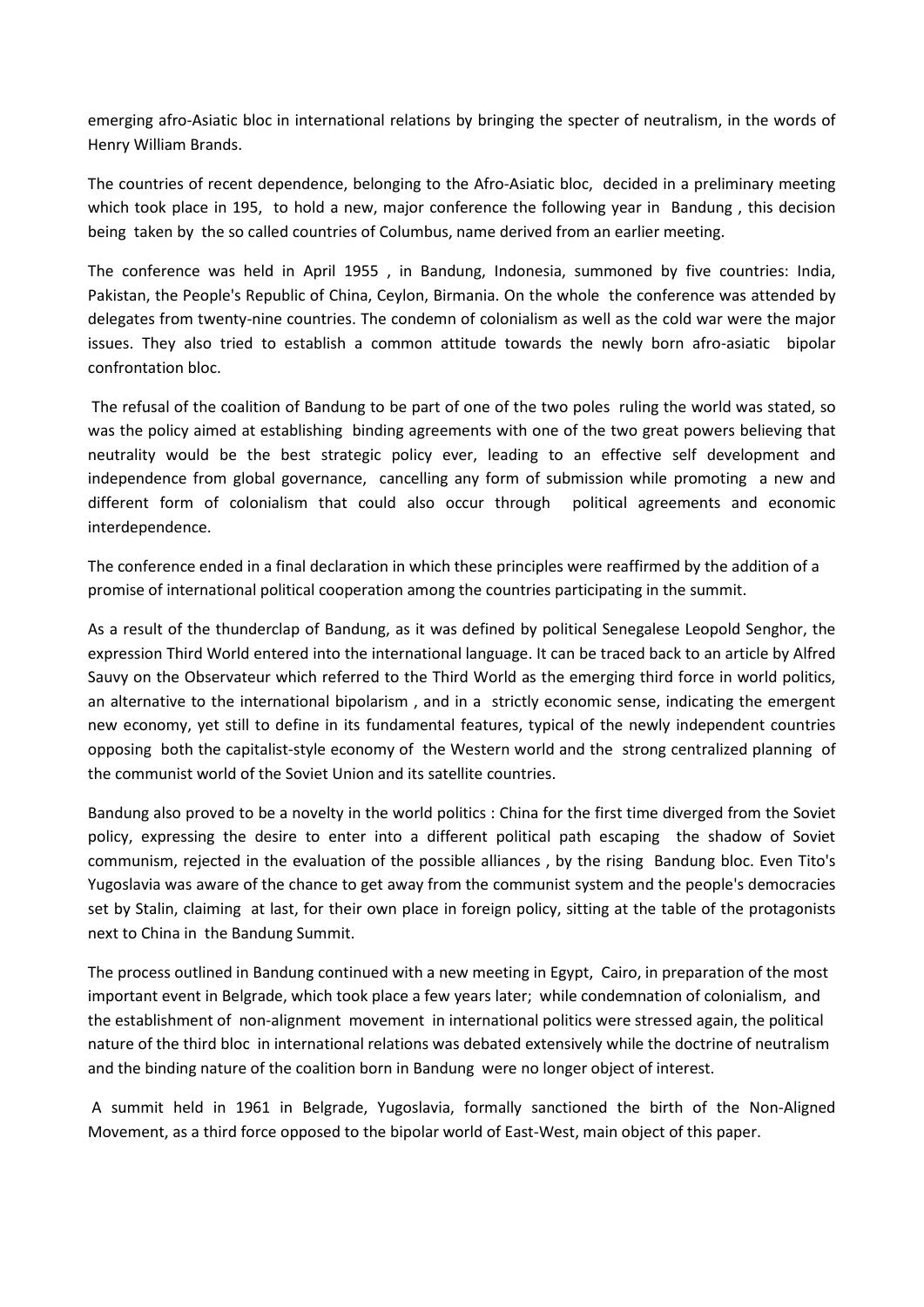emerging afro-Asiatic bloc in international relations by bringing the specter of neutralism, in the words of Henry William Brands.

The countries of recent dependence, belonging to the Afro-Asiatic bloc, decided in a preliminary meeting which took place in 195, to hold a new, major conference the following year in Bandung , this decision being taken by the so called countries of Columbus, name derived from an earlier meeting.

The conference was held in April 1955 , in Bandung, Indonesia, summoned by five countries: India, Pakistan, the People's Republic of China, Ceylon, Birmania. On the whole the conference was attended by delegates from twenty-nine countries. The condemn of colonialism as well as the cold war were the major issues. They also tried to establish a common attitude towards the newly born afro-asiatic bipolar confrontation bloc.

The refusal of the coalition of Bandung to be part of one of the two poles ruling the world was stated, so was the policy aimed at establishing binding agreements with one of the two great powers believing that neutrality would be the best strategic policy ever, leading to an effective self development and independence from global governance, cancelling any form of submission while promoting a new and different form of colonialism that could also occur through political agreements and economic interdependence.

The conference ended in a final declaration in which these principles were reaffirmed by the addition of a promise of international political cooperation among the countries participating in the summit.

As a result of the thunderclap of Bandung, as it was defined by political Senegalese Leopold Senghor, the expression Third World entered into the international language. It can be traced back to an article by Alfred Sauvy on the Observateur which referred to the Third World as the emerging third force in world politics, an alternative to the international bipolarism , and in a strictly economic sense, indicating the emergent new economy, yet still to define in its fundamental features, typical of the newly independent countries opposing both the capitalist-style economy of the Western world and the strong centralized planning of the communist world of the Soviet Union and its satellite countries.

Bandung also proved to be a novelty in the world politics : China for the first time diverged from the Soviet policy, expressing the desire to enter into a different political path escaping the shadow of Soviet communism, rejected in the evaluation of the possible alliances , by the rising Bandung bloc. Even Tito's Yugoslavia was aware of the chance to get away from the communist system and the people's democracies set by Stalin, claiming at last, for their own place in foreign policy, sitting at the table of the protagonists next to China in the Bandung Summit.

The process outlined in Bandung continued with a new meeting in Egypt, Cairo, in preparation of the most important event in Belgrade, which took place a few years later; while condemnation of colonialism, and the establishment of non-alignment movement in international politics were stressed again, the political nature of the third bloc in international relations was debated extensively while the doctrine of neutralism and the binding nature of the coalition born in Bandung were no longer object of interest.

A summit held in 1961 in Belgrade, Yugoslavia, formally sanctioned the birth of the Non-Aligned Movement, as a third force opposed to the bipolar world of East-West, main object of this paper.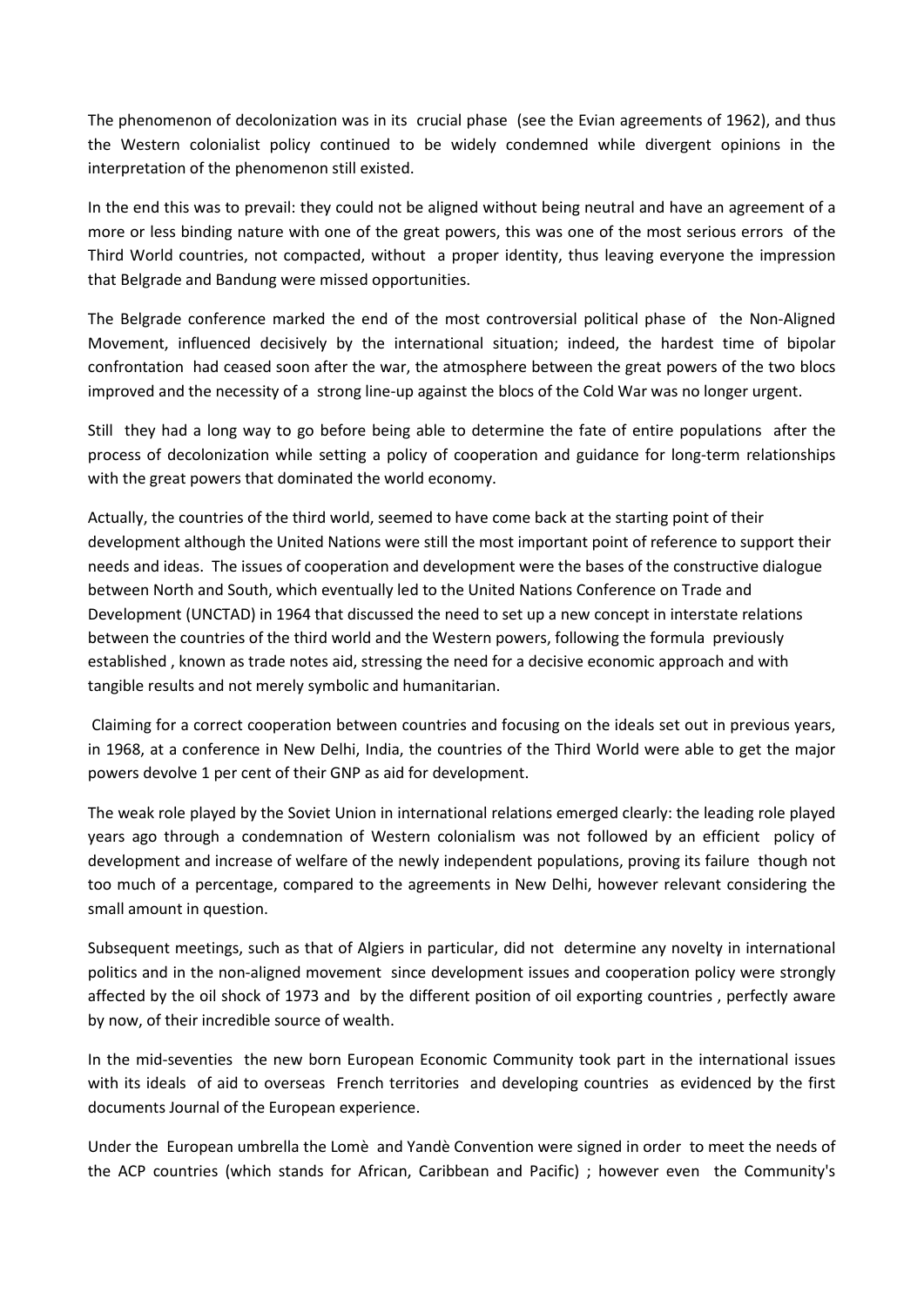The phenomenon of decolonization was in its crucial phase (see the Evian agreements of 1962), and thus the Western colonialist policy continued to be widely condemned while divergent opinions in the interpretation of the phenomenon still existed.

In the end this was to prevail: they could not be aligned without being neutral and have an agreement of a more or less binding nature with one of the great powers, this was one of the most serious errors of the Third World countries, not compacted, without a proper identity, thus leaving everyone the impression that Belgrade and Bandung were missed opportunities.

The Belgrade conference marked the end of the most controversial political phase of the Non-Aligned Movement, influenced decisively by the international situation; indeed, the hardest time of bipolar confrontation had ceased soon after the war, the atmosphere between the great powers of the two blocs improved and the necessity of a strong line-up against the blocs of the Cold War was no longer urgent.

Still they had a long way to go before being able to determine the fate of entire populations after the process of decolonization while setting a policy of cooperation and guidance for long-term relationships with the great powers that dominated the world economy.

Actually, the countries of the third world, seemed to have come back at the starting point of their development although the United Nations were still the most important point of reference to support their needs and ideas. The issues of cooperation and development were the bases of the constructive dialogue between North and South, which eventually led to the United Nations Conference on Trade and Development (UNCTAD) in 1964 that discussed the need to set up a new concept in interstate relations between the countries of the third world and the Western powers, following the formula previously established , known as trade notes aid, stressing the need for a decisive economic approach and with tangible results and not merely symbolic and humanitarian.

Claiming for a correct cooperation between countries and focusing on the ideals set out in previous years, in 1968, at a conference in New Delhi, India, the countries of the Third World were able to get the major powers devolve 1 per cent of their GNP as aid for development.

The weak role played by the Soviet Union in international relations emerged clearly: the leading role played years ago through a condemnation of Western colonialism was not followed by an efficient policy of development and increase of welfare of the newly independent populations, proving its failure though not too much of a percentage, compared to the agreements in New Delhi, however relevant considering the small amount in question.

Subsequent meetings, such as that of Algiers in particular, did not determine any novelty in international politics and in the non-aligned movement since development issues and cooperation policy were strongly affected by the oil shock of 1973 and by the different position of oil exporting countries , perfectly aware by now, of their incredible source of wealth.

In the mid-seventies the new born European Economic Community took part in the international issues with its ideals of aid to overseas French territories and developing countries as evidenced by the first documents Journal of the European experience.

Under the European umbrella the Lomè and Yandè Convention were signed in order to meet the needs of the ACP countries (which stands for African, Caribbean and Pacific) ; however even the Community's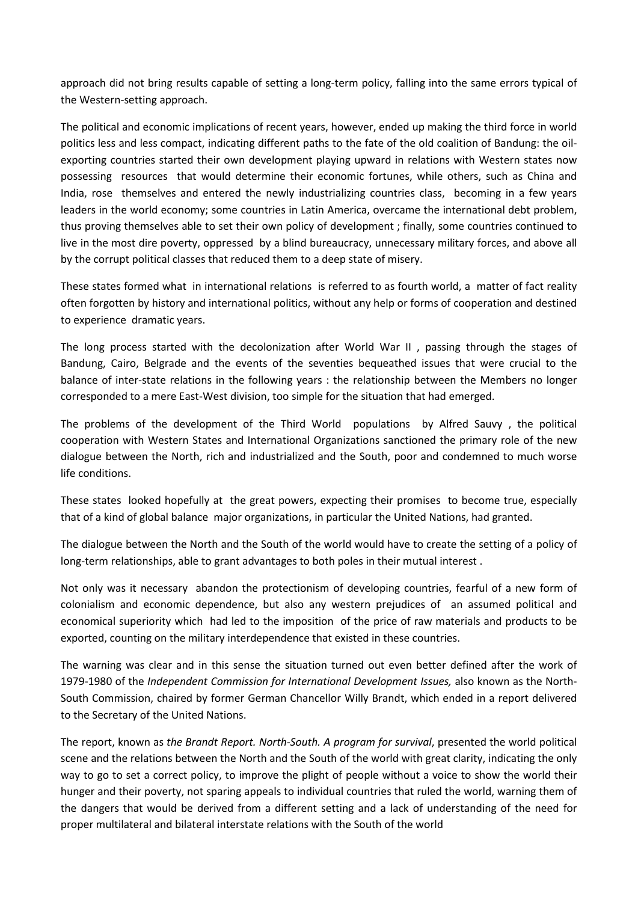approach did not bring results capable of setting a long-term policy, falling into the same errors typical of the Western-setting approach.

The political and economic implications of recent years, however, ended up making the third force in world politics less and less compact, indicating different paths to the fate of the old coalition of Bandung: the oil-exporting countries started their own development playing upward in relations with Western states now possessing resources that would determine their economic fortunes, while others, such as China and India, rose themselves and entered the newly industrializing countries class, becoming in a few years leaders in the world economy; some countries in Latin America, overcame the international debt problem, thus proving themselves able to set their own policy of development ; finally, some countries continued to live in the most dire poverty, oppressed by a blind bureaucracy, unnecessary military forces, and above all by the corrupt political classes that reduced them to a deep state of misery.

These states formed what in international relations is referred to as fourth world, a matter of fact reality often forgotten by history and international politics, without any help or forms of cooperation and destined to experience dramatic years.

The long process started with the decolonization after World War II , passing through the stages of Bandung, Cairo, Belgrade and the events of the seventies bequeathed issues that were crucial to the balance of inter-state relations in the following years : the relationship between the Members no longer corresponded to a mere East-West division, too simple for the situation that had emerged.

The problems of the development of the Third World populations by Alfred Sauvy , the political cooperation with Western States and International Organizations sanctioned the primary role of the new dialogue between the North, rich and industrialized and the South, poor and condemned to much worse life conditions.

These states looked hopefully at the great powers, expecting their promises to become true, especially that of a kind of global balance major organizations, in particular the United Nations, had granted.

The dialogue between the North and the South of the world would have to create the setting of a policy of long-term relationships, able to grant advantages to both poles in their mutual interest .

Not only was it necessary abandon the protectionism of developing countries, fearful of a new form of colonialism and economic dependence, but also any western prejudices of an assumed political and economical superiority which had led to the imposition of the price of raw materials and products to be exported, counting on the military interdependence that existed in these countries.

The warning was clear and in this sense the situation turned out even better defined after the work of 1979-1980 of the *Independent Commission for International Development Issues,* also known as the North-South Commission, chaired by former German Chancellor Willy Brandt, which ended in a report delivered to the Secretary of the United Nations.

The report, known as *the Brandt Report. North-South. A program for survival*, presented the world political scene and the relations between the North and the South of the world with great clarity, indicating the only way to go to set a correct policy, to improve the plight of people without a voice to show the world their hunger and their poverty, not sparing appeals to individual countries that ruled the world, warning them of the dangers that would be derived from a different setting and a lack of understanding of the need for proper multilateral and bilateral interstate relations with the South of the world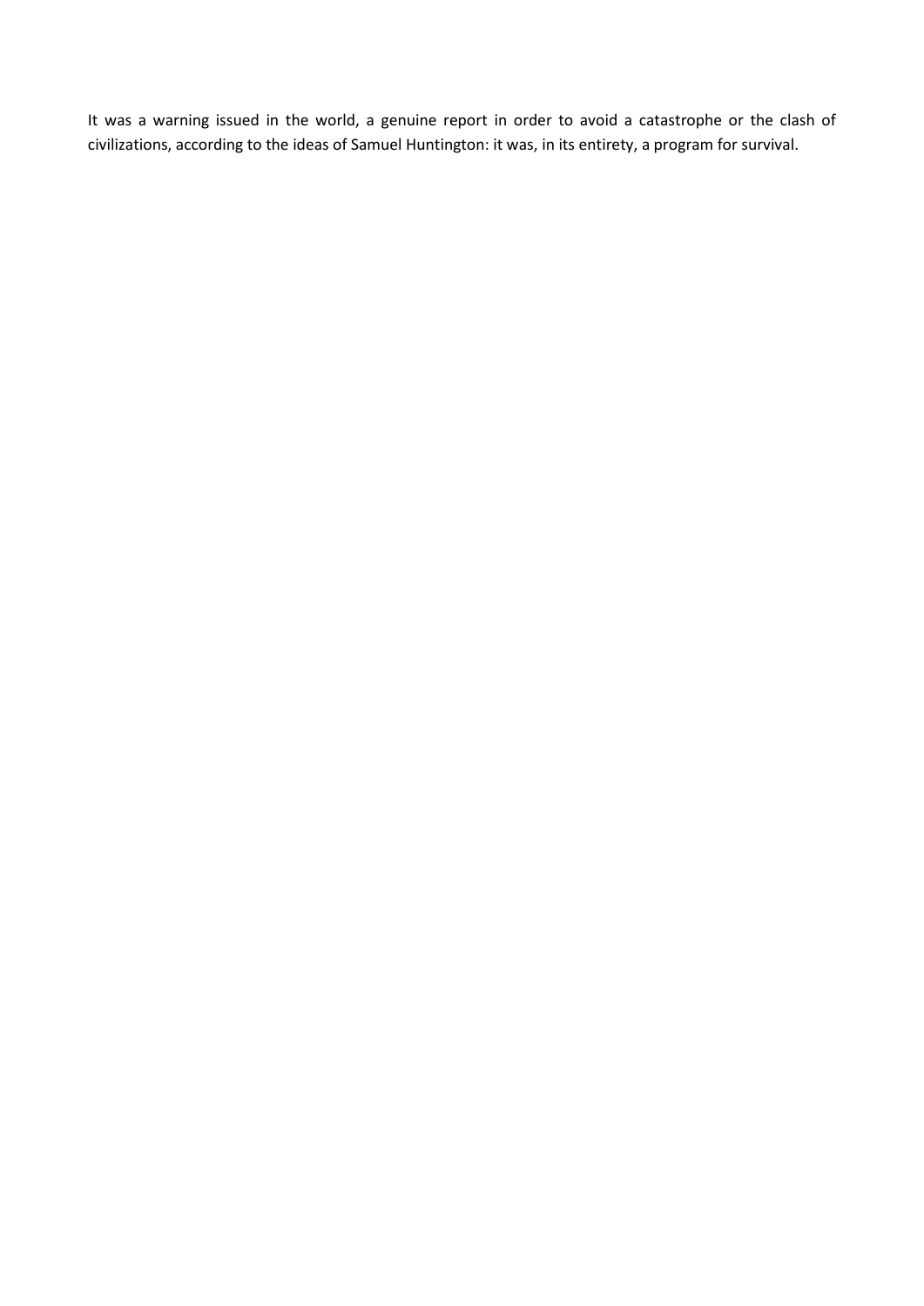It was a warning issued in the world, a genuine report in order to avoid a catastrophe or the clash of civilizations, according to the ideas of Samuel Huntington: it was, in its entirety, a program for survival.